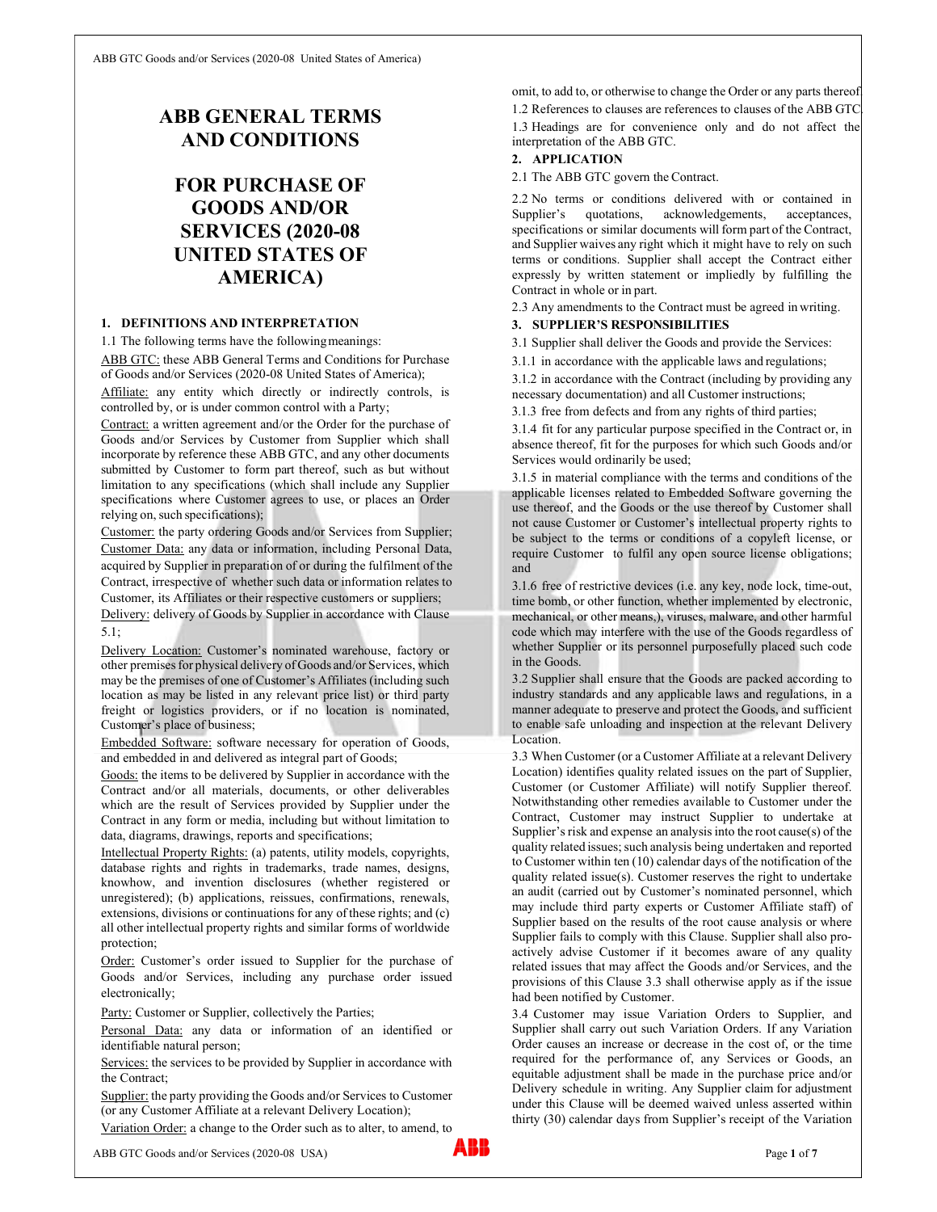# ABB GENERAL TERMS AND CONDITIONS

# FOR PURCHASE OF GOODS AND/OR SERVICES (2020-08 UNITED STATES OF AMERICA)

## 1. DEFINITIONS AND INTERPRETATION

1.1 The following terms have the following meanings:

<u>ABB GTC:</u> these ABB General Terms and Conditions for Purchase of Goods and/or Services (2020-08 United States of America);

<u>Affiliate:</u> any entity which directly or indirectly controls, is controlled by, or is under common control with a Party;

<u>Contract:</u> a written agreement and/or the Order for the purchase of Goods and/or Services by Customer from Supplier which shall incorporate by reference these ABB GTC, and any other documents submitted by Customer to form part thereof, such as but without limitation to any specifications (which shall include any Supplier specifications where Customer agrees to use, or places an Order relying on, such specifications);

<u>Customer:</u> the party ordering Goods and/or Services from Supplier;

<u>Customer Data:</u> any data or information, including Personal Data, acquired by Supplier in preparation of or during the fulfilment of the Contract, irrespective of whether such data or information relates to Customer, its Affiliates or their respective customers or suppliers;

<u>Delivery:</u> delivery of Goods by Supplier in accordance with Clause 5.1;

<u>Delivery Location:</u> Customer's nominated warehouse, factory or other premises for physical delivery of Goods and/or Services, which may be the premises of one of Customer's Affiliates (including such location as may be listed in any relevant price list) or third party freight or logistics providers, or if no location is nominated, Customer's place of business;

<u>Embedded Software:</u> software necessary for operation of Goods, and embedded in and delivered as integral part of Goods;

<u>Goods:</u> the items to be delivered by Supplier in accordance with the Contract and/or all materials, documents, or other deliverables which are the result of Services provided by Supplier under the Contract in any form or media, including but without limitation to data, diagrams, drawings, reports and specifications;

<u>Intellectual Property Rights:</u> (a) patents, utility models, copyrights, database rights and rights in trademarks, trade names, designs, knowhow, and invention disclosures (whether registered or unregistered); (b) applications, reissues, confirmations, renewals, extensions, divisions or continuations for any of these rights; and (c) all other intellectual property rights and similar forms of worldwide protection;

<u>Order:</u> Customer's order issued to Supplier for the purchase of Goods and/or Services, including any purchase order issued electronically;

<u>Party:</u> Customer or Supplier, collectively the Parties;

<u>Personal Data:</u> any data or information of an identified or identifiable natural person;

<u>Services:</u> the services to be provided by Supplier in accordance with the Contract;

<u>Supplier:</u> the party providing the Goods and/or Services to Customer (or any Customer Affiliate at a relevant Delivery Location);

<u>Variation Order:</u> a change to the Order such as to alter, to amend, to omit, to add to, or otherwise to change the Order or any parts thereof.

1.2 References to clauses are references to clauses of the ABB GTC.

1.3 Headings are for convenience only and do not affect the interpretation of the ABB GTC.

## 2. APPLICATION

2.1 The ABB GTC govern the Contract.

2.2 No terms or conditions delivered with or contained in Supplier's quotations, acknowledgements, acceptances, specifications or similar documents will form part of the Contract, and Supplier waives any right which it might have to rely on such terms or conditions. Supplier shall accept the Contract either expressly by written statement or impliedly by fulfilling the Contract in whole or in part.

2.3 Any amendments to the Contract must be agreed in writing.

## 3. SUPPLIER'S RESPONSIBILITIES

3.1 Supplier shall deliver the Goods and provide the Services:

3.1.1 in accordance with the applicable laws and regulations;

3.1.2 in accordance with the Contract (including by providing any necessary documentation) and all Customer instructions;

3.1.3 free from defects and from any rights of third parties;

3.1.4 fit for any particular purpose specified in the Contract or, in absence thereof, fit for the purposes for which such Goods and/or Services would ordinarily be used;

3.1.5 in material compliance with the terms and conditions of the applicable licenses related to Embedded Software governing the use thereof, and the Goods or the use thereof by Customer shall not cause Customer or Customer's intellectual property rights to be subject to the terms or conditions of a copyleft license, or require Customer to fulfil any open source license obligations; and

3.1.6 free of restrictive devices (i.e. any key, node lock, time-out, time bomb, or other function, whether implemented by electronic, mechanical, or other means,), viruses, malware, and other harmful code which may interfere with the use of the Goods regardless of whether Supplier or its personnel purposefully placed such code in the Goods.

3.2 Supplier shall ensure that the Goods are packed according to industry standards and any applicable laws and regulations, in a manner adequate to preserve and protect the Goods, and sufficient to enable safe unloading and inspection at the relevant Delivery Location.

3.3 When Customer (or a Customer Affiliate at a relevant Delivery Location) identifies quality related issues on the part of Supplier, Customer (or Customer Affiliate) will notify Supplier thereof. Notwithstanding other remedies available to Customer under the Contract, Customer may instruct Supplier to undertake at Supplier's risk and expense an analysis into the root cause(s) of the quality related issues; such analysis being undertaken and reported to Customer within ten (10) calendar days of the notification of the quality related issue(s). Customer reserves the right to undertake an audit (carried out by Customer's nominated personnel, which may include third party experts or Customer Affiliate staff) of Supplier based on the results of the root cause analysis or where Supplier fails to comply with this Clause. Supplier shall also pro-actively advise Customer if it becomes aware of any quality related issues that may affect the Goods and/or Services, and the provisions of this Clause 3.3 shall otherwise apply as if the issue had been notified by Customer.

3.4 Customer may issue Variation Orders to Supplier, and Supplier shall carry out such Variation Orders. If any Variation Order causes an increase or decrease in the cost of, or the time required for the performance of, any Services or Goods, an equitable adjustment shall be made in the purchase price and/or Delivery schedule in writing. Any Supplier claim for adjustment under this Clause will be deemed waived unless asserted within thirty (30) calendar days from Supplier's receipt of the Variation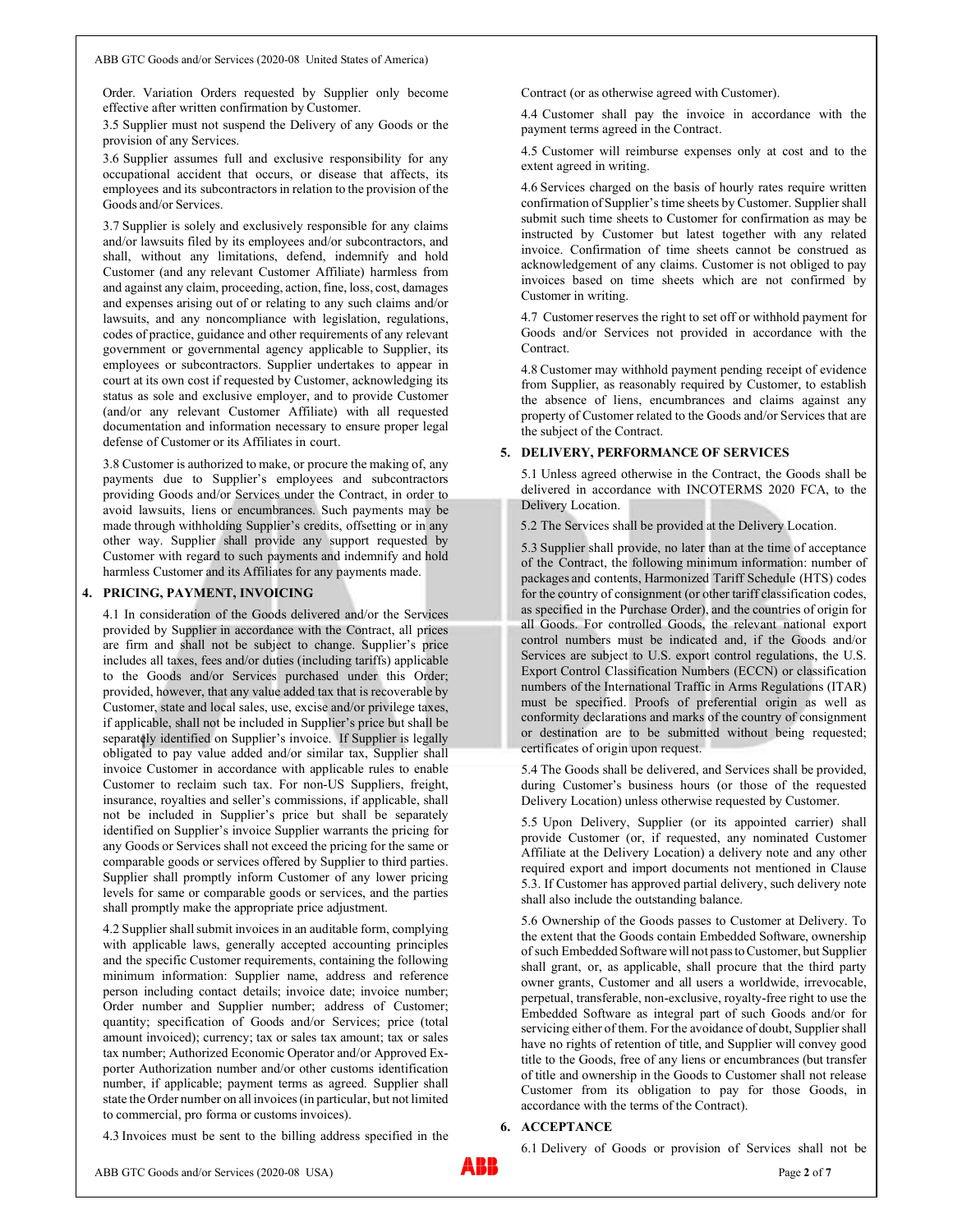Order. Variation Orders requested by Supplier only become effective after written confirmation by Customer.

3.5 Supplier must not suspend the Delivery of any Goods or the provision of any Services.

3.6 Supplier assumes full and exclusive responsibility for any occupational accident that occurs, or disease that affects, its employees and its subcontractors in relation to the provision of the Goods and/or Services.

3.7 Supplier is solely and exclusively responsible for any claims and/or lawsuits filed by its employees and/or subcontractors, and shall, without any limitations, defend, indemnify and hold Customer (and any relevant Customer Affiliate) harmless from and against any claim, proceeding, action, fine, loss, cost, damages and expenses arising out of or relating to any such claims and/or lawsuits, and any noncompliance with legislation, regulations, codes of practice, guidance and other requirements of any relevant government or governmental agency applicable to Supplier, its employees or subcontractors. Supplier undertakes to appear in court at its own cost if requested by Customer, acknowledging its status as sole and exclusive employer, and to provide Customer (and/or any relevant Customer Affiliate) with all requested documentation and information necessary to ensure proper legal defense of Customer or its Affiliates in court.

3.8 Customer is authorized to make, or procure the making of, any payments due to Supplier's employees and subcontractors providing Goods and/or Services under the Contract, in order to avoid lawsuits, liens or encumbrances. Such payments may be made through withholding Supplier's credits, offsetting or in any other way. Supplier shall provide any support requested by Customer with regard to such payments and indemnify and hold harmless Customer and its Affiliates for any payments made.

## 4. PRICING, PAYMENT, INVOICING

4.1 In consideration of the Goods delivered and/or the Services provided by Supplier in accordance with the Contract, all prices are firm and shall not be subject to change. Supplier's price includes all taxes, fees and/or duties (including tariffs) applicable to the Goods and/or Services purchased under this Order; provided, however, that any value added tax that is recoverable by Customer, state and local sales, use, excise and/or privilege taxes, if applicable, shall not be included in Supplier's price but shall be separately identified on Supplier's invoice. If Supplier is legally obligated to pay value added and/or similar tax, Supplier shall invoice Customer in accordance with applicable rules to enable Customer to reclaim such tax. For non-US Suppliers, freight, insurance, royalties and seller's commissions, if applicable, shall not be included in Supplier's price but shall be separately identified on Supplier's invoice Supplier warrants the pricing for any Goods or Services shall not exceed the pricing for the same or comparable goods or services offered by Supplier to third parties. Supplier shall promptly inform Customer of any lower pricing levels for same or comparable goods or services, and the parties shall promptly make the appropriate price adjustment.

4.2 Supplier shall submit invoices in an auditable form, complying with applicable laws, generally accepted accounting principles and the specific Customer requirements, containing the following minimum information: Supplier name, address and reference person including contact details; invoice date; invoice number; Order number and Supplier number; address of Customer; quantity; specification of Goods and/or Services; price (total amount invoiced); currency; tax or sales tax amount; tax or sales tax number; Authorized Economic Operator and/or Approved Exporter Authorization number and/or other customs identification number, if applicable; payment terms as agreed. Supplier shall state the Order number on all invoices (in particular, but not limited to commercial, pro forma or customs invoices).

4.3 Invoices must be sent to the billing address specified in the Contract (or as otherwise agreed with Customer).

4.4 Customer shall pay the invoice in accordance with the payment terms agreed in the Contract.

4.5 Customer will reimburse expenses only at cost and to the extent agreed in writing.

4.6 Services charged on the basis of hourly rates require written confirmation of Supplier's time sheets by Customer. Supplier shall submit such time sheets to Customer for confirmation as may be instructed by Customer but latest together with any related invoice. Confirmation of time sheets cannot be construed as acknowledgement of any claims. Customer is not obliged to pay invoices based on time sheets which are not confirmed by Customer in writing.

4.7 Customer reserves the right to set off or withhold payment for Goods and/or Services not provided in accordance with the Contract.

4.8 Customer may withhold payment pending receipt of evidence from Supplier, as reasonably required by Customer, to establish the absence of liens, encumbrances and claims against any property of Customer related to the Goods and/or Services that are the subject of the Contract.

## 5. DELIVERY, PERFORMANCE OF SERVICES

5.1 Unless agreed otherwise in the Contract, the Goods shall be delivered in accordance with INCOTERMS 2020 FCA, to the Delivery Location.

5.2 The Services shall be provided at the Delivery Location.

5.3 Supplier shall provide, no later than at the time of acceptance of the Contract, the following minimum information: number of packages and contents, Harmonized Tariff Schedule (HTS) codes for the country of consignment (or other tariff classification codes, as specified in the Purchase Order), and the countries of origin for all Goods. For controlled Goods, the relevant national export control numbers must be indicated and, if the Goods and/or Services are subject to U.S. export control regulations, the U.S. Export Control Classification Numbers (ECCN) or classification numbers of the International Traffic in Arms Regulations (ITAR) must be specified. Proofs of preferential origin as well as conformity declarations and marks of the country of consignment or destination are to be submitted without being requested; certificates of origin upon request.

5.4 The Goods shall be delivered, and Services shall be provided, during Customer's business hours (or those of the requested Delivery Location) unless otherwise requested by Customer.

5.5 Upon Delivery, Supplier (or its appointed carrier) shall provide Customer (or, if requested, any nominated Customer Affiliate at the Delivery Location) a delivery note and any other required export and import documents not mentioned in Clause 5.3. If Customer has approved partial delivery, such delivery note shall also include the outstanding balance.

5.6 Ownership of the Goods passes to Customer at Delivery. To the extent that the Goods contain Embedded Software, ownership of such Embedded Software will not pass to Customer, but Supplier shall grant, or, as applicable, shall procure that the third party owner grants, Customer and all users a worldwide, irrevocable, perpetual, transferable, non-exclusive, royalty-free right to use the Embedded Software as integral part of such Goods and/or for servicing either of them. For the avoidance of doubt, Supplier shall have no rights of retention of title, and Supplier will convey good title to the Goods, free of any liens or encumbrances (but transfer of title and ownership in the Goods to Customer shall not release Customer from its obligation to pay for those Goods, in accordance with the terms of the Contract).

## 6. ACCEPTANCE

6.1 Delivery of Goods or provision of Services shall not be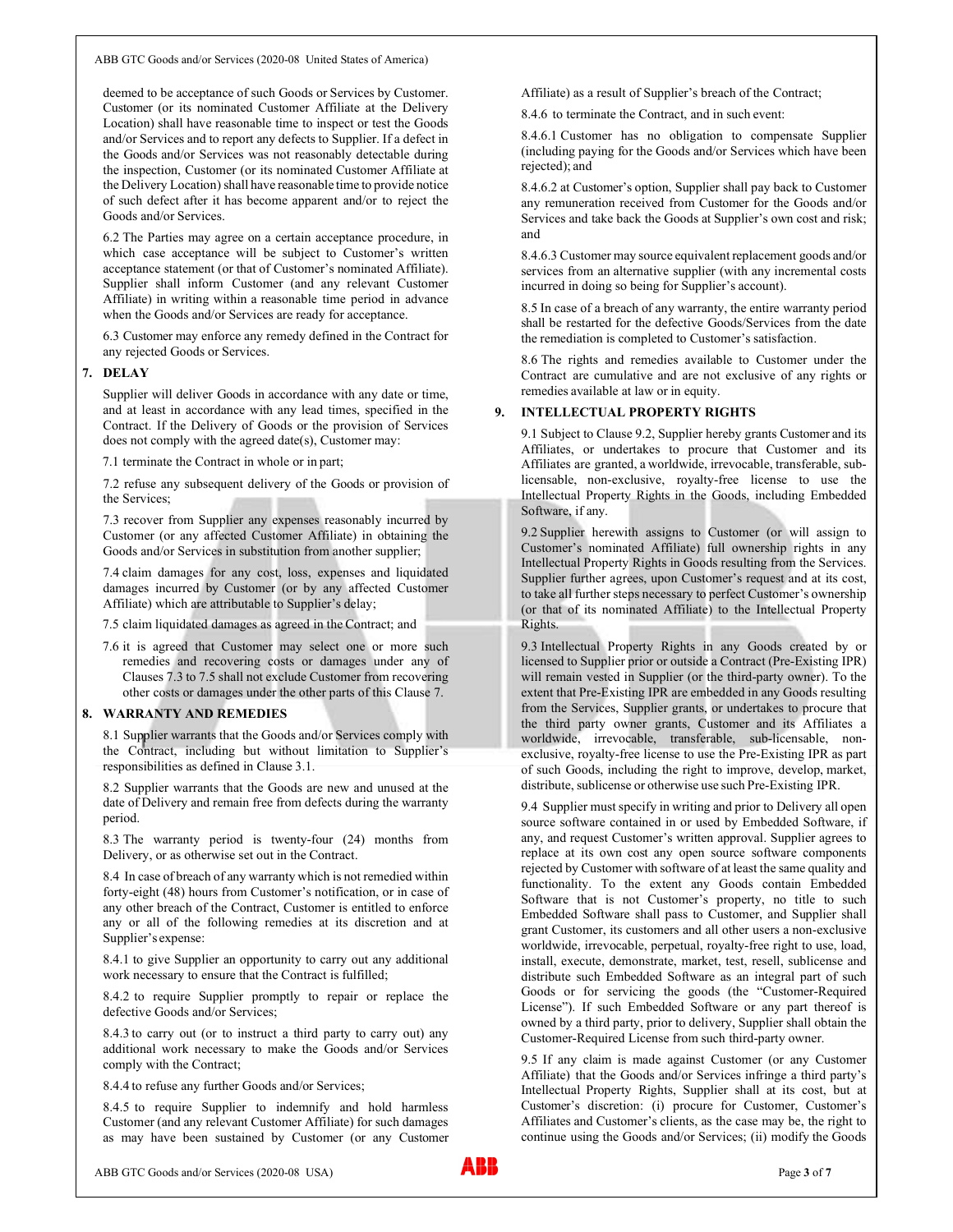deemed to be acceptance of such Goods or Services by Customer. Customer (or its nominated Customer Affiliate at the Delivery Location) shall have reasonable time to inspect or test the Goods and/or Services and to report any defects to Supplier. If a defect in the Goods and/or Services was not reasonably detectable during the inspection, Customer (or its nominated Customer Affiliate at the Delivery Location) shall have reasonable time to provide notice of such defect after it has become apparent and/or to reject the Goods and/or Services.

6.2 The Parties may agree on a certain acceptance procedure, in which case acceptance will be subject to Customer's written acceptance statement (or that of Customer's nominated Affiliate). Supplier shall inform Customer (and any relevant Customer Affiliate) in writing within a reasonable time period in advance when the Goods and/or Services are ready for acceptance.

6.3 Customer may enforce any remedy defined in the Contract for any rejected Goods or Services.

## 7. DELAY

Supplier will deliver Goods in accordance with any date or time, and at least in accordance with any lead times, specified in the Contract. If the Delivery of Goods or the provision of Services does not comply with the agreed date(s), Customer may:

7.1 terminate the Contract in whole or in part;

7.2 refuse any subsequent delivery of the Goods or provision of the Services;

7.3 recover from Supplier any expenses reasonably incurred by Customer (or any affected Customer Affiliate) in obtaining the Goods and/or Services in substitution from another supplier;

7.4 claim damages for any cost, loss, expenses and liquidated damages incurred by Customer (or by any affected Customer Affiliate) which are attributable to Supplier's delay;

7.5 claim liquidated damages as agreed in the Contract; and

7.6 it is agreed that Customer may select one or more such remedies and recovering costs or damages under any of Clauses 7.3 to 7.5 shall not exclude Customer from recovering other costs or damages under the other parts of this Clause 7.

## 8. WARRANTY AND REMEDIES

8.1 Supplier warrants that the Goods and/or Services comply with the Contract, including but without limitation to Supplier's responsibilities as defined in Clause 3.1.

8.2 Supplier warrants that the Goods are new and unused at the date of Delivery and remain free from defects during the warranty period.

8.3 The warranty period is twenty-four (24) months from Delivery, or as otherwise set out in the Contract.

8.4 In case of breach of any warranty which is not remedied within forty-eight (48) hours from Customer's notification, or in case of any other breach of the Contract, Customer is entitled to enforce any or all of the following remedies at its discretion and at Supplier's expense:

8.4.1 to give Supplier an opportunity to carry out any additional work necessary to ensure that the Contract is fulfilled;

8.4.2 to require Supplier promptly to repair or replace the defective Goods and/or Services;

8.4.3 to carry out (or to instruct a third party to carry out) any additional work necessary to make the Goods and/or Services comply with the Contract;

8.4.4 to refuse any further Goods and/or Services;

8.4.5 to require Supplier to indemnify and hold harmless Customer (and any relevant Customer Affiliate) for such damages as may have been sustained by Customer (or any Customer Affiliate) as a result of Supplier's breach of the Contract;

8.4.6 to terminate the Contract, and in such event:

8.4.6.1 Customer has no obligation to compensate Supplier (including paying for the Goods and/or Services which have been rejected); and

8.4.6.2 at Customer's option, Supplier shall pay back to Customer any remuneration received from Customer for the Goods and/or Services and take back the Goods at Supplier's own cost and risk; and

8.4.6.3 Customer may source equivalent replacement goods and/or services from an alternative supplier (with any incremental costs incurred in doing so being for Supplier's account).

8.5 In case of a breach of any warranty, the entire warranty period shall be restarted for the defective Goods/Services from the date the remediation is completed to Customer's satisfaction.

8.6 The rights and remedies available to Customer under the Contract are cumulative and are not exclusive of any rights or remedies available at law or in equity.

## 9. INTELLECTUAL PROPERTY RIGHTS

9.1 Subject to Clause 9.2, Supplier hereby grants Customer and its Affiliates, or undertakes to procure that Customer and its Affiliates are granted, a worldwide, irrevocable, transferable, sub-licensable, non-exclusive, royalty-free license to use the Intellectual Property Rights in the Goods, including Embedded Software, if any.

9.2 Supplier herewith assigns to Customer (or will assign to Customer's nominated Affiliate) full ownership rights in any Intellectual Property Rights in Goods resulting from the Services. Supplier further agrees, upon Customer's request and at its cost, to take all further steps necessary to perfect Customer's ownership (or that of its nominated Affiliate) to the Intellectual Property Rights.

9.3 Intellectual Property Rights in any Goods created by or licensed to Supplier prior or outside a Contract (Pre-Existing IPR) will remain vested in Supplier (or the third-party owner). To the extent that Pre-Existing IPR are embedded in any Goods resulting from the Services, Supplier grants, or undertakes to procure that the third party owner grants, Customer and its Affiliates a worldwide, irrevocable, transferable, sub-licensable, non-exclusive, royalty-free license to use the Pre-Existing IPR as part of such Goods, including the right to improve, develop, market, distribute, sublicense or otherwise use such Pre-Existing IPR.

9.4 Supplier must specify in writing and prior to Delivery all open source software contained in or used by Embedded Software, if any, and request Customer's written approval. Supplier agrees to replace at its own cost any open source software components rejected by Customer with software of at least the same quality and functionality. To the extent any Goods contain Embedded Software that is not Customer's property, no title to such Embedded Software shall pass to Customer, and Supplier shall grant Customer, its customers and all other users a non-exclusive worldwide, irrevocable, perpetual, royalty-free right to use, load, install, execute, demonstrate, market, test, resell, sublicense and distribute such Embedded Software as an integral part of such Goods or for servicing the goods (the "Customer-Required License"). If such Embedded Software or any part thereof is owned by a third party, prior to delivery, Supplier shall obtain the Customer-Required License from such third-party owner.

9.5 If any claim is made against Customer (or any Customer Affiliate) that the Goods and/or Services infringe a third party's Intellectual Property Rights, Supplier shall at its cost, but at Customer's discretion: (i) procure for Customer, Customer's Affiliates and Customer's clients, as the case may be, the right to continue using the Goods and/or Services; (ii) modify the Goods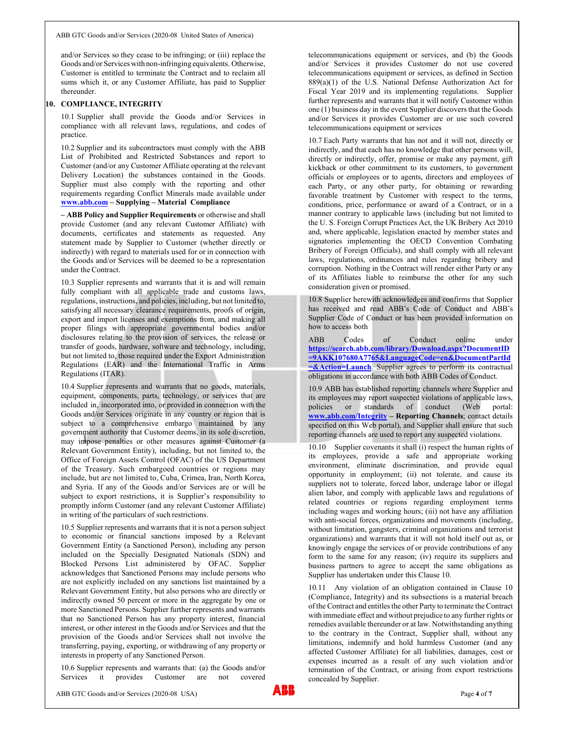and/or Services so they cease to be infringing; or (iii) replace the Goods and/or Services with non-infringing equivalents. Otherwise, Customer is entitled to terminate the Contract and to reclaim all sums which it, or any Customer Affiliate, has paid to Supplier thereunder.

## 10. COMPLIANCE, INTEGRITY

10.1 Supplier shall provide the Goods and/or Services in compliance with all relevant laws, regulations, and codes of practice.

10.2 Supplier and its subcontractors must comply with the ABB List of Prohibited and Restricted Substances and report to Customer (and/or any Customer Affiliate operating at the relevant Delivery Location) the substances contained in the Goods. Supplier must also comply with the reporting and other requirements regarding Conflict Minerals made available under **www.abb.com – Supplying – Material Compliance – ABB Policy and Supplier Requirements** or otherwise and shall provide Customer (and any relevant Customer Affiliate) with documents, certificates and statements as requested. Any statement made by Supplier to Customer (whether directly or indirectly) with regard to materials used for or in connection with the Goods and/or Services will be deemed to be a representation under the Contract.

10.3 Supplier represents and warrants that it is and will remain fully compliant with all applicable trade and customs laws, regulations, instructions, and policies, including, but not limited to, satisfying all necessary clearance requirements, proofs of origin, export and import licenses and exemptions from, and making all proper filings with appropriate governmental bodies and/or disclosures relating to the provision of services, the release or transfer of goods, hardware, software and technology, including, but not limited to, those required under the Export Administration Regulations (EAR) and the International Traffic in Arms Regulations (ITAR).

10.4 Supplier represents and warrants that no goods, materials, equipment, components, parts, technology, or services that are included in, incorporated into, or provided in connection with the Goods and/or Services originate in any country or region that is subject to a comprehensive embargo maintained by any government authority that Customer deems, in its sole discretion, may impose penalties or other measures against Customer (a Relevant Government Entity), including, but not limited to, the Office of Foreign Assets Control (OFAC) of the US Department of the Treasury. Such embargoed countries or regions may include, but are not limited to, Cuba, Crimea, Iran, North Korea, and Syria. If any of the Goods and/or Services are or will be subject to export restrictions, it is Supplier's responsibility to promptly inform Customer (and any relevant Customer Affiliate) in writing of the particulars of such restrictions.

10.5 Supplier represents and warrants that it is not a person subject to economic or financial sanctions imposed by a Relevant Government Entity (a Sanctioned Person), including any person included on the Specially Designated Nationals (SDN) and Blocked Persons List administered by OFAC. Supplier acknowledges that Sanctioned Persons may include persons who are not explicitly included on any sanctions list maintained by a Relevant Government Entity, but also persons who are directly or indirectly owned 50 percent or more in the aggregate by one or more Sanctioned Persons. Supplier further represents and warrants that no Sanctioned Person has any property interest, financial interest, or other interest in the Goods and/or Services and that the provision of the Goods and/or Services shall not involve the transferring, paying, exporting, or withdrawing of any property or interests in property of any Sanctioned Person.

10.6 Supplier represents and warrants that: (a) the Goods and/or Services it provides Customer are not covered telecommunications equipment or services, and (b) the Goods and/or Services it provides Customer do not use covered telecommunications equipment or services, as defined in Section 889(a)(1) of the U.S. National Defense Authorization Act for Fiscal Year 2019 and its implementing regulations. Supplier further represents and warrants that it will notify Customer within one (1) business day in the event Supplier discovers that the Goods and/or Services it provides Customer are or use such covered telecommunications equipment or services

10.7 Each Party warrants that has not and it will not, directly or indirectly, and that each has no knowledge that other persons will, directly or indirectly, offer, promise or make any payment, gift kickback or other commitment to its customers, to government officials or employees or to agents, directors and employees of each Party, or any other party, for obtaining or rewarding favorable treatment by Customer with respect to the terms, conditions, price, performance or award of a Contract, or in a manner contrary to applicable laws (including but not limited to the U. S. Foreign Corrupt Practices Act, the UK Bribery Act 2010 and, where applicable, legislation enacted by member states and signatories implementing the OECD Convention Combating Bribery of Foreign Officials), and shall comply with all relevant laws, regulations, ordinances and rules regarding bribery and corruption. Nothing in the Contract will render either Party or any of its Affiliates liable to reimburse the other for any such consideration given or promised.

10.8 Supplier herewith acknowledges and confirms that Supplier has received and read ABB's Code of Conduct and ABB's Supplier Code of Conduct or has been provided information on how to access both ABB Codes of Conduct online under **https://search.abb.com/library/Download.aspx?DocumentID=9AKK107680A7765&LanguageCode=en&DocumentPartId=&Action=Launch**. Supplier agrees to perform its contractual obligations in accordance with both ABB Codes of Conduct.

10.9 ABB has established reporting channels where Supplier and its employees may report suspected violations of applicable laws, policies or standards of conduct (Web portal: **www.abb.com/Integrity – Reporting Channels**; contact details specified on this Web portal), and Supplier shall ensure that such reporting channels are used to report any suspected violations.

10.10 Supplier covenants it shall (i) respect the human rights of its employees, provide a safe and appropriate working environment, eliminate discrimination, and provide equal opportunity in employment; (ii) not tolerate, and cause its suppliers not to tolerate, forced labor, underage labor or illegal alien labor, and comply with applicable laws and regulations of related countries or regions regarding employment terms including wages and working hours; (iii) not have any affiliation with anti-social forces, organizations and movements (including, without limitation, gangsters, criminal organizations and terrorist organizations) and warrants that it will not hold itself out as, or knowingly engage the services of or provide contributions of any form to the same for any reason; (iv) require its suppliers and business partners to agree to accept the same obligations as Supplier has undertaken under this Clause 10.

10.11 Any violation of an obligation contained in Clause 10 (Compliance, Integrity) and its subsections is a material breach of the Contract and entitles the other Party to terminate the Contract with immediate effect and without prejudice to any further rights or remedies available thereunder or at law. Notwithstanding anything to the contrary in the Contract, Supplier shall, without any limitations, indemnify and hold harmless Customer (and any affected Customer Affiliate) for all liabilities, damages, cost or expenses incurred as a result of any such violation and/or termination of the Contract, or arising from export restrictions concealed by Supplier.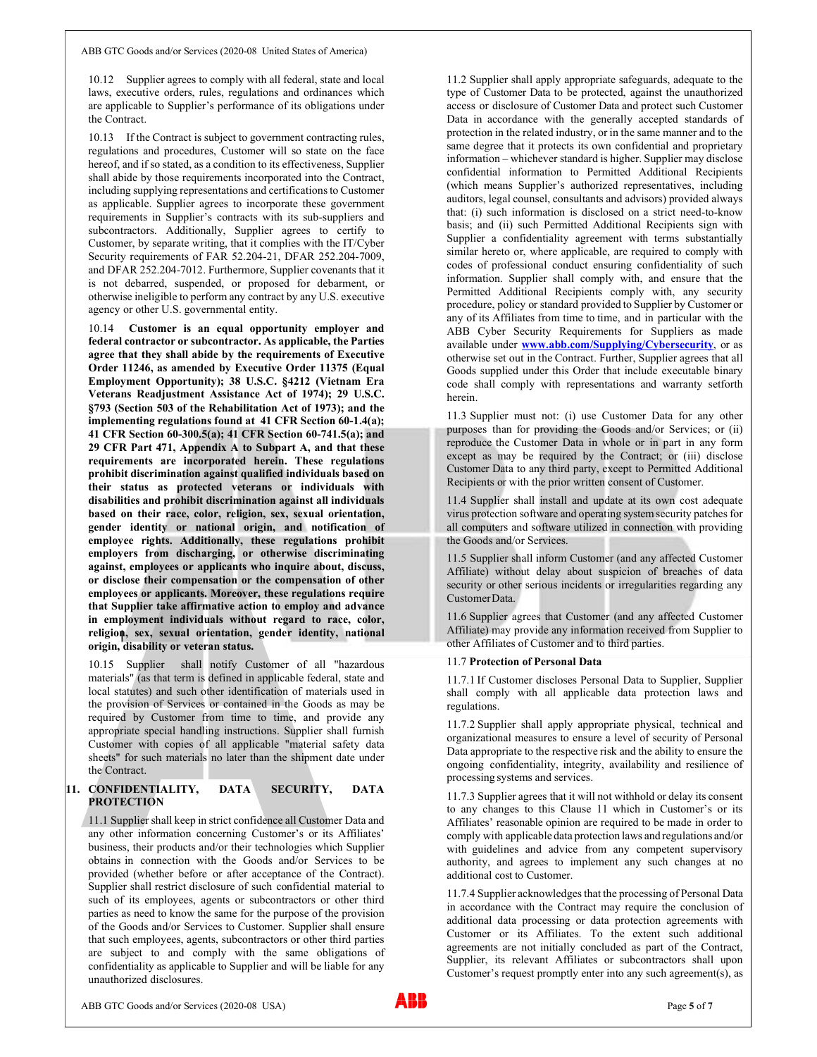10.12 Supplier agrees to comply with all federal, state and local laws, executive orders, rules, regulations and ordinances which are applicable to Supplier's performance of its obligations under the Contract.

10.13 If the Contract is subject to government contracting rules, regulations and procedures, Customer will so state on the face hereof, and if so stated, as a condition to its effectiveness, Supplier shall abide by those requirements incorporated into the Contract, including supplying representations and certifications to Customer as applicable. Supplier agrees to incorporate these government requirements in Supplier's contracts with its sub-suppliers and subcontractors. Additionally, Supplier agrees to certify to Customer, by separate writing, that it complies with the IT/Cyber Security requirements of FAR 52.204-21, DFAR 252.204-7009, and DFAR 252.204-7012. Furthermore, Supplier covenants that it is not debarred, suspended, or proposed for debarment, or otherwise ineligible to perform any contract by any U.S. executive agency or other U.S. governmental entity.

10.14 **Customer is an equal opportunity employer and federal contractor or subcontractor. As applicable, the Parties agree that they shall abide by the requirements of Executive Order 11246, as amended by Executive Order 11375 (Equal Employment Opportunity); 38 U.S.C. §4212 (Vietnam Era Veterans Readjustment Assistance Act of 1974); 29 U.S.C. §793 (Section 503 of the Rehabilitation Act of 1973); and the implementing regulations found at 41 CFR Section 60-1.4(a); 41 CFR Section 60-300.5(a); 41 CFR Section 60-741.5(a); and 29 CFR Part 471, Appendix A to Subpart A, and that these requirements are incorporated herein. These regulations prohibit discrimination against qualified individuals based on their status as protected veterans or individuals with disabilities and prohibit discrimination against all individuals based on their race, color, religion, sex, sexual orientation, gender identity or national origin, and notification of employee rights. Additionally, these regulations prohibit employers from discharging, or otherwise discriminating against, employees or applicants who inquire about, discuss, or disclose their compensation or the compensation of other employees or applicants. Moreover, these regulations require that Supplier take affirmative action to employ and advance in employment individuals without regard to race, color, religion, sex, sexual orientation, gender identity, national origin, disability or veteran status.**

10.15 Supplier shall notify Customer of all "hazardous materials" (as that term is defined in applicable federal, state and local statutes) and such other identification of materials used in the provision of Services or contained in the Goods as may be required by Customer from time to time, and provide any appropriate special handling instructions. Supplier shall furnish Customer with copies of all applicable "material safety data sheets" for such materials no later than the shipment date under the Contract.

## 11. CONFIDENTIALITY, DATA SECURITY, DATA PROTECTION

11.1 Supplier shall keep in strict confidence all Customer Data and any other information concerning Customer's or its Affiliates' business, their products and/or their technologies which Supplier obtains in connection with the Goods and/or Services to be provided (whether before or after acceptance of the Contract). Supplier shall restrict disclosure of such confidential material to such of its employees, agents or subcontractors or other third parties as need to know the same for the purpose of the provision of the Goods and/or Services to Customer. Supplier shall ensure that such employees, agents, subcontractors or other third parties are subject to and comply with the same obligations of confidentiality as applicable to Supplier and will be liable for any unauthorized disclosures.

11.2 Supplier shall apply appropriate safeguards, adequate to the type of Customer Data to be protected, against the unauthorized access or disclosure of Customer Data and protect such Customer Data in accordance with the generally accepted standards of protection in the related industry, or in the same manner and to the same degree that it protects its own confidential and proprietary information – whichever standard is higher. Supplier may disclose confidential information to Permitted Additional Recipients (which means Supplier's authorized representatives, including auditors, legal counsel, consultants and advisors) provided always that: (i) such information is disclosed on a strict need-to-know basis; and (ii) such Permitted Additional Recipients sign with Supplier a confidentiality agreement with terms substantially similar hereto or, where applicable, are required to comply with codes of professional conduct ensuring confidentiality of such information. Supplier shall comply with, and ensure that the Permitted Additional Recipients comply with, any security procedure, policy or standard provided to Supplier by Customer or any of its Affiliates from time to time, and in particular with the ABB Cyber Security Requirements for Suppliers as made available under **www.abb.com/Supplying/Cybersecurity**, or as otherwise set out in the Contract. Further, Supplier agrees that all Goods supplied under this Order that include executable binary code shall comply with representations and warranty setforth herein.

11.3 Supplier must not: (i) use Customer Data for any other purposes than for providing the Goods and/or Services; or (ii) reproduce the Customer Data in whole or in part in any form except as may be required by the Contract; or (iii) disclose Customer Data to any third party, except to Permitted Additional Recipients or with the prior written consent of Customer.

11.4 Supplier shall install and update at its own cost adequate virus protection software and operating system security patches for all computers and software utilized in connection with providing the Goods and/or Services.

11.5 Supplier shall inform Customer (and any affected Customer Affiliate) without delay about suspicion of breaches of data security or other serious incidents or irregularities regarding any Customer Data.

11.6 Supplier agrees that Customer (and any affected Customer Affiliate) may provide any information received from Supplier to other Affiliates of Customer and to third parties.

11.7 **Protection of Personal Data**

11.7.1 If Customer discloses Personal Data to Supplier, Supplier shall comply with all applicable data protection laws and regulations.

11.7.2 Supplier shall apply appropriate physical, technical and organizational measures to ensure a level of security of Personal Data appropriate to the respective risk and the ability to ensure the ongoing confidentiality, integrity, availability and resilience of processing systems and services.

11.7.3 Supplier agrees that it will not withhold or delay its consent to any changes to this Clause 11 which in Customer's or its Affiliates' reasonable opinion are required to be made in order to comply with applicable data protection laws and regulations and/or with guidelines and advice from any competent supervisory authority, and agrees to implement any such changes at no additional cost to Customer.

11.7.4 Supplier acknowledges that the processing of Personal Data in accordance with the Contract may require the conclusion of additional data processing or data protection agreements with Customer or its Affiliates. To the extent such additional agreements are not initially concluded as part of the Contract, Supplier, its relevant Affiliates or subcontractors shall upon Customer's request promptly enter into any such agreement(s), as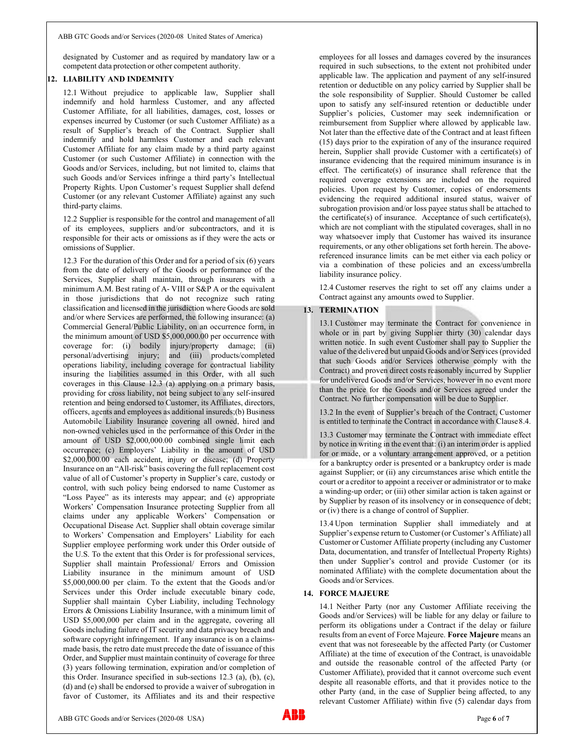designated by Customer and as required by mandatory law or a competent data protection or other competent authority.

## 12. LIABILITY AND INDEMNITY

12.1 Without prejudice to applicable law, Supplier shall indemnify and hold harmless Customer, and any affected Customer Affiliate, for all liabilities, damages, cost, losses or expenses incurred by Customer (or such Customer Affiliate) as a result of Supplier's breach of the Contract. Supplier shall indemnify and hold harmless Customer and each relevant Customer Affiliate for any claim made by a third party against Customer (or such Customer Affiliate) in connection with the Goods and/or Services, including, but not limited to, claims that such Goods and/or Services infringe a third party's Intellectual Property Rights. Upon Customer's request Supplier shall defend Customer (or any relevant Customer Affiliate) against any such third-party claims.

12.2 Supplier is responsible for the control and management of all of its employees, suppliers and/or subcontractors, and it is responsible for their acts or omissions as if they were the acts or omissions of Supplier.

12.3 For the duration of this Order and for a period of six (6) years from the date of delivery of the Goods or performance of the Services, Supplier shall maintain, through insurers with a minimum A.M. Best rating of A- VIII or S&P A or the equivalent in those jurisdictions that do not recognize such rating classification and licensed in the jurisdiction where Goods are sold and/or where Services are performed, the following insurance: (a) Commercial General/Public Liability, on an occurrence form, in the minimum amount of USD $5,000,000.00 per occurrence with coverage for: (i) bodily injury/property damage; (ii) personal/advertising injury; and (iii) products/completed operations liability, including coverage for contractual liability insuring the liabilities assumed in this Order, with all such coverages in this Clause 12.3 (a) applying on a primary basis, providing for cross liability, not being subject to any self-insured retention and being endorsed to Customer, its Affiliates, directors, officers, agents and employees as additional insureds;(b) Business Automobile Liability Insurance covering all owned, hired and non-owned vehicles used in the performance of this Order in the amount of USD $2,000,000.00 combined single limit each occurrence; (c) Employers' Liability in the amount of USD $2,000,000.00 each accident, injury or disease; (d) Property Insurance on an "All-risk" basis covering the full replacement cost value of all of Customer's property in Supplier's care, custody or control, with such policy being endorsed to name Customer as "Loss Payee" as its interests may appear; and (e) appropriate Workers' Compensation Insurance protecting Supplier from all claims under any applicable Workers' Compensation or Occupational Disease Act. Supplier shall obtain coverage similar to Workers' Compensation and Employers' Liability for each Supplier employee performing work under this Order outside of the U.S. To the extent that this Order is for professional services, Supplier shall maintain Professional/ Errors and Omission Liability insurance in the minimum amount of USD $5,000,000.00 per claim. To the extent that the Goods and/or Services under this Order include executable binary code, Supplier shall maintain Cyber Liability, including Technology Errors & Omissions Liability Insurance, with a minimum limit of USD $5,000,000 per claim and in the aggregate, covering all Goods including failure of IT security and data privacy breach and software copyright infringement. If any insurance is on a claims-made basis, the retro date must precede the date of issuance of this Order, and Supplier must maintain continuity of coverage for three (3) years following termination, expiration and/or completion of this Order. Insurance specified in sub-sections 12.3 (a), (b), (c), (d) and (e) shall be endorsed to provide a waiver of subrogation in favor of Customer, its Affiliates and its and their respective employees for all losses and damages covered by the insurances required in such subsections, to the extent not prohibited under applicable law. The application and payment of any self-insured retention or deductible on any policy carried by Supplier shall be the sole responsibility of Supplier. Should Customer be called upon to satisfy any self-insured retention or deductible under Supplier's policies, Customer may seek indemnification or reimbursement from Supplier where allowed by applicable law. Not later than the effective date of the Contract and at least fifteen (15) days prior to the expiration of any of the insurance required herein, Supplier shall provide Customer with a certificate(s) of insurance evidencing that the required minimum insurance is in effect. The certificate(s) of insurance shall reference that the required coverage extensions are included on the required policies. Upon request by Customer, copies of endorsements evidencing the required additional insured status, waiver of subrogation provision and/or loss payee status shall be attached to the certificate(s) of insurance. Acceptance of such certificate(s), which are not compliant with the stipulated coverages, shall in no way whatsoever imply that Customer has waived its insurance requirements, or any other obligations set forth herein. The above-referenced insurance limits can be met either via each policy or via a combination of these policies and an excess/umbrella liability insurance policy.

12.4 Customer reserves the right to set off any claims under a Contract against any amounts owed to Supplier.

## 13. TERMINATION

13.1 Customer may terminate the Contract for convenience in whole or in part by giving Supplier thirty (30) calendar days written notice. In such event Customer shall pay to Supplier the value of the delivered but unpaid Goods and/or Services (provided that such Goods and/or Services otherwise comply with the Contract) and proven direct costs reasonably incurred by Supplier for undelivered Goods and/or Services, however in no event more than the price for the Goods and/or Services agreed under the Contract. No further compensation will be due to Supplier.

13.2 In the event of Supplier's breach of the Contract, Customer is entitled to terminate the Contract in accordance with Clause 8.4.

13.3 Customer may terminate the Contract with immediate effect by notice in writing in the event that: (i) an interim order is applied for or made, or a voluntary arrangement approved, or a petition for a bankruptcy order is presented or a bankruptcy order is made against Supplier; or (ii) any circumstances arise which entitle the court or a creditor to appoint a receiver or administrator or to make a winding-up order; or (iii) other similar action is taken against or by Supplier by reason of its insolvency or in consequence of debt; or (iv) there is a change of control of Supplier.

13.4 Upon termination Supplier shall immediately and at Supplier's expense return to Customer (or Customer's Affiliate) all Customer or Customer Affiliate property (including any Customer Data, documentation, and transfer of Intellectual Property Rights) then under Supplier's control and provide Customer (or its nominated Affiliate) with the complete documentation about the Goods and/or Services.

## 14. FORCE MAJEURE

14.1 Neither Party (nor any Customer Affiliate receiving the Goods and/or Services) will be liable for any delay or failure to perform its obligations under a Contract if the delay or failure results from an event of Force Majeure. **Force Majeure** means an event that was not foreseeable by the affected Party (or Customer Affiliate) at the time of execution of the Contract, is unavoidable and outside the reasonable control of the affected Party (or Customer Affiliate), provided that it cannot overcome such event despite all reasonable efforts, and that it provides notice to the other Party (and, in the case of Supplier being affected, to any relevant Customer Affiliate) within five (5) calendar days from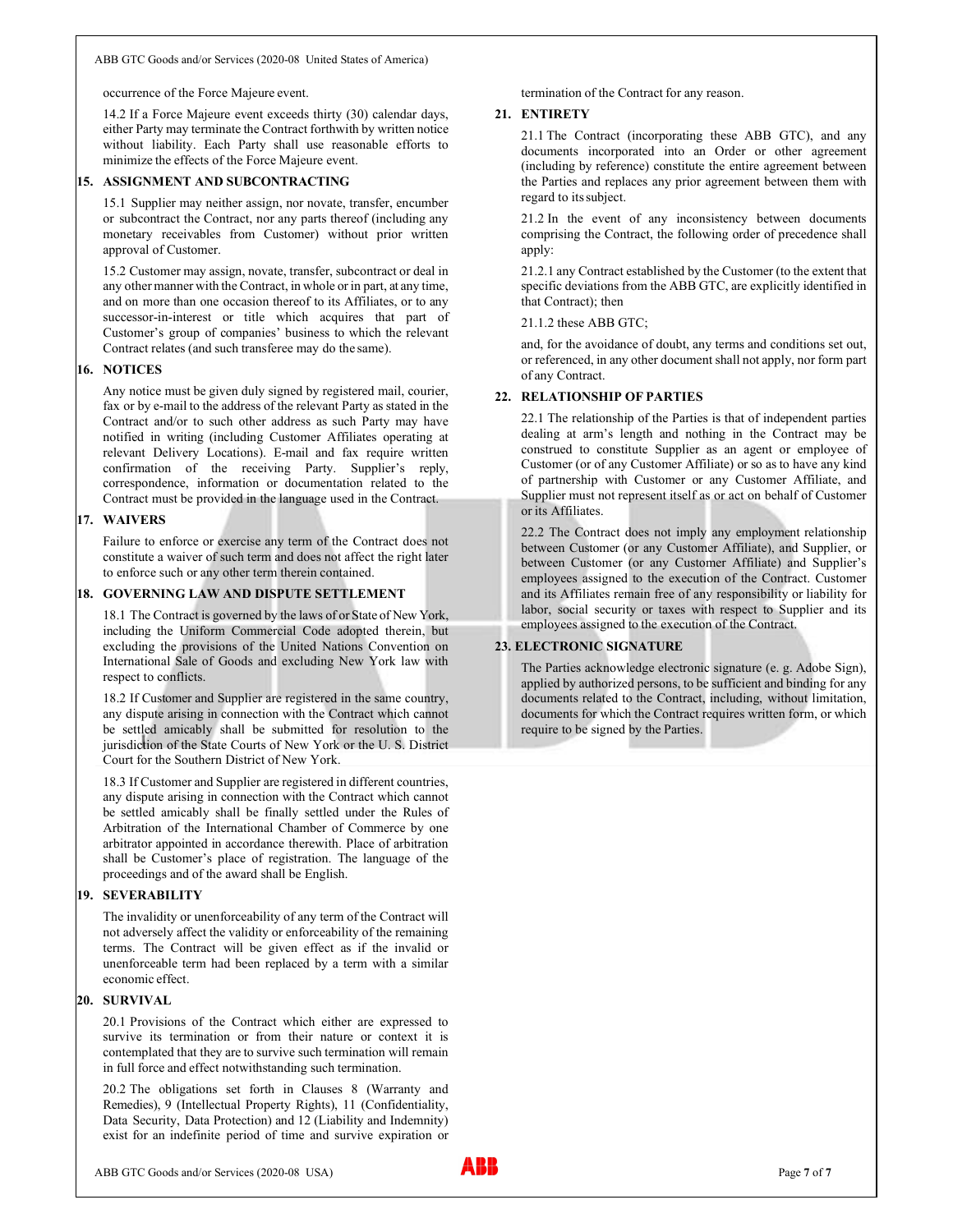occurrence of the Force Majeure event.

14.2 If a Force Majeure event exceeds thirty (30) calendar days, either Party may terminate the Contract forthwith by written notice without liability. Each Party shall use reasonable efforts to minimize the effects of the Force Majeure event.

## 15. ASSIGNMENT AND SUBCONTRACTING

15.1 Supplier may neither assign, nor novate, transfer, encumber or subcontract the Contract, nor any parts thereof (including any monetary receivables from Customer) without prior written approval of Customer.

15.2 Customer may assign, novate, transfer, subcontract or deal in any other manner with the Contract, in whole or in part, at any time, and on more than one occasion thereof to its Affiliates, or to any successor-in-interest or title which acquires that part of Customer's group of companies' business to which the relevant Contract relates (and such transferee may do the same).

## 16. NOTICES

Any notice must be given duly signed by registered mail, courier, fax or by e-mail to the address of the relevant Party as stated in the Contract and/or to such other address as such Party may have notified in writing (including Customer Affiliates operating at relevant Delivery Locations). E-mail and fax require written confirmation of the receiving Party. Supplier's reply, correspondence, information or documentation related to the Contract must be provided in the language used in the Contract.

## 17. WAIVERS

Failure to enforce or exercise any term of the Contract does not constitute a waiver of such term and does not affect the right later to enforce such or any other term therein contained.

## 18. GOVERNING LAW AND DISPUTE SETTLEMENT

18.1 The Contract is governed by the laws of or State of New York, including the Uniform Commercial Code adopted therein, but excluding the provisions of the United Nations Convention on International Sale of Goods and excluding New York law with respect to conflicts.

18.2 If Customer and Supplier are registered in the same country, any dispute arising in connection with the Contract which cannot be settled amicably shall be submitted for resolution to the jurisdiction of the State Courts of New York or the U. S. District Court for the Southern District of New York.

18.3 If Customer and Supplier are registered in different countries, any dispute arising in connection with the Contract which cannot be settled amicably shall be finally settled under the Rules of Arbitration of the International Chamber of Commerce by one arbitrator appointed in accordance therewith. Place of arbitration shall be Customer's place of registration. The language of the proceedings and of the award shall be English.

## 19. SEVERABILITY

The invalidity or unenforceability of any term of the Contract will not adversely affect the validity or enforceability of the remaining terms. The Contract will be given effect as if the invalid or unenforceable term had been replaced by a term with a similar economic effect.

## 20. SURVIVAL

20.1 Provisions of the Contract which either are expressed to survive its termination or from their nature or context it is contemplated that they are to survive such termination will remain in full force and effect notwithstanding such termination.

20.2 The obligations set forth in Clauses 8 (Warranty and Remedies), 9 (Intellectual Property Rights), 11 (Confidentiality, Data Security, Data Protection) and 12 (Liability and Indemnity) exist for an indefinite period of time and survive expiration or termination of the Contract for any reason.

## 21. ENTIRETY

21.1 The Contract (incorporating these ABB GTC), and any documents incorporated into an Order or other agreement (including by reference) constitute the entire agreement between the Parties and replaces any prior agreement between them with regard to its subject.

21.2 In the event of any inconsistency between documents comprising the Contract, the following order of precedence shall apply:

21.2.1 any Contract established by the Customer (to the extent that specific deviations from the ABB GTC, are explicitly identified in that Contract); then

21.1.2 these ABB GTC;

and, for the avoidance of doubt, any terms and conditions set out, or referenced, in any other document shall not apply, nor form part of any Contract.

## 22. RELATIONSHIP OF PARTIES

22.1 The relationship of the Parties is that of independent parties dealing at arm's length and nothing in the Contract may be construed to constitute Supplier as an agent or employee of Customer (or of any Customer Affiliate) or so as to have any kind of partnership with Customer or any Customer Affiliate, and Supplier must not represent itself as or act on behalf of Customer or its Affiliates.

22.2 The Contract does not imply any employment relationship between Customer (or any Customer Affiliate), and Supplier, or between Customer (or any Customer Affiliate) and Supplier's employees assigned to the execution of the Contract. Customer and its Affiliates remain free of any responsibility or liability for labor, social security or taxes with respect to Supplier and its employees assigned to the execution of the Contract.

## 23. ELECTRONIC SIGNATURE

The Parties acknowledge electronic signature (e. g. Adobe Sign), applied by authorized persons, to be sufficient and binding for any documents related to the Contract, including, without limitation, documents for which the Contract requires written form, or which require to be signed by the Parties.